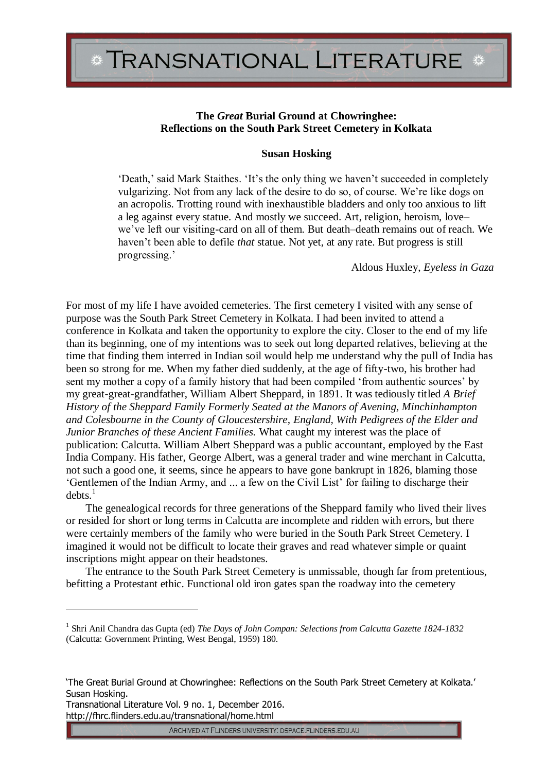# The *Great* Burial Ground at Chowringhee: Reflections on the South Park Street Cemetery in Kolkata

**Susan Hosking**

> 'Death,' said Mark Staithes. 'It's the only thing we haven't succeeded in completely vulgarizing. Not from any lack of the desire to do so, of course. We're like dogs on an acropolis. Trotting round with inexhaustible bladders and only too anxious to lift a leg against every statue. And mostly we succeed. Art, religion, heroism, love– we've left our visiting-card on all of them. But death–death remains out of reach. We haven't been able to defile *that* statue. Not yet, at any rate. But progress is still progressing.'
>
> Aldous Huxley, *Eyeless in Gaza*

For most of my life I have avoided cemeteries. The first cemetery I visited with any sense of purpose was the South Park Street Cemetery in Kolkata. I had been invited to attend a conference in Kolkata and taken the opportunity to explore the city. Closer to the end of my life than its beginning, one of my intentions was to seek out long departed relatives, believing at the time that finding them interred in Indian soil would help me understand why the pull of India has been so strong for me. When my father died suddenly, at the age of fifty-two, his brother had sent my mother a copy of a family history that had been compiled 'from authentic sources' by my great-great-grandfather, William Albert Sheppard, in 1891. It was tediously titled *A Brief History of the Sheppard Family Formerly Seated at the Manors of Avening, Minchinhampton and Colesbourne in the County of Gloucestershire, England, With Pedigrees of the Elder and Junior Branches of these Ancient Families.* What caught my interest was the place of publication: Calcutta. William Albert Sheppard was a public accountant, employed by the East India Company. His father, George Albert, was a general trader and wine merchant in Calcutta, not such a good one, it seems, since he appears to have gone bankrupt in 1826, blaming those 'Gentlemen of the Indian Army, and ... a few on the Civil List' for failing to discharge their debts.[1]

The genealogical records for three generations of the Sheppard family who lived their lives or resided for short or long terms in Calcutta are incomplete and ridden with errors, but there were certainly members of the family who were buried in the South Park Street Cemetery. I imagined it would not be difficult to locate their graves and read whatever simple or quaint inscriptions might appear on their headstones.

The entrance to the South Park Street Cemetery is unmissable, though far from pretentious, befitting a Protestant ethic. Functional old iron gates span the roadway into the cemetery

---

[1] Shri Anil Chandra das Gupta (ed) *The Days of John Compan: Selections from Calcutta Gazette 1824-1832* (Calcutta: Government Printing, West Bengal, 1959) 180.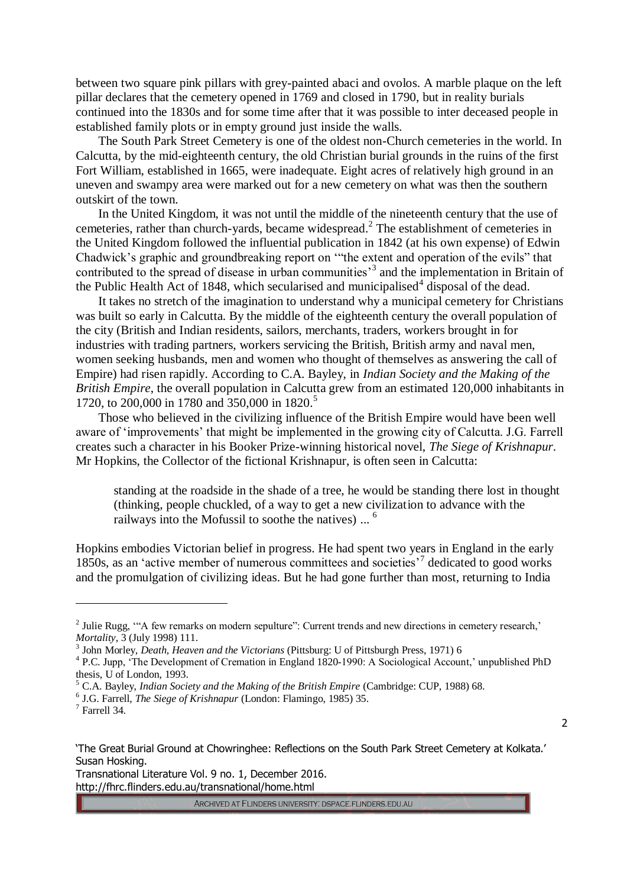between two square pink pillars with grey-painted abaci and ovolos. A marble plaque on the left pillar declares that the cemetery opened in 1769 and closed in 1790, but in reality burials continued into the 1830s and for some time after that it was possible to inter deceased people in established family plots or in empty ground just inside the walls.

The South Park Street Cemetery is one of the oldest non-Church cemeteries in the world. In Calcutta, by the mid-eighteenth century, the old Christian burial grounds in the ruins of the first Fort William, established in 1665, were inadequate. Eight acres of relatively high ground in an uneven and swampy area were marked out for a new cemetery on what was then the southern outskirt of the town.

In the United Kingdom, it was not until the middle of the nineteenth century that the use of cemeteries, rather than church-yards, became widespread.[2] The establishment of cemeteries in the United Kingdom followed the influential publication in 1842 (at his own expense) of Edwin Chadwick's graphic and groundbreaking report on '"the extent and operation of the evils" that contributed to the spread of disease in urban communities'[3] and the implementation in Britain of the Public Health Act of 1848, which secularised and municipalised[4] disposal of the dead.

It takes no stretch of the imagination to understand why a municipal cemetery for Christians was built so early in Calcutta. By the middle of the eighteenth century the overall population of the city (British and Indian residents, sailors, merchants, traders, workers brought in for industries with trading partners, workers servicing the British, British army and naval men, women seeking husbands, men and women who thought of themselves as answering the call of Empire) had risen rapidly. According to C.A. Bayley, in *Indian Society and the Making of the British Empire*, the overall population in Calcutta grew from an estimated 120,000 inhabitants in 1720, to 200,000 in 1780 and 350,000 in 1820.[5]

Those who believed in the civilizing influence of the British Empire would have been well aware of 'improvements' that might be implemented in the growing city of Calcutta. J.G. Farrell creates such a character in his Booker Prize-winning historical novel, *The Siege of Krishnapur*. Mr Hopkins, the Collector of the fictional Krishnapur, is often seen in Calcutta:

> standing at the roadside in the shade of a tree, he would be standing there lost in thought (thinking, people chuckled, of a way to get a new civilization to advance with the railways into the Mofussil to soothe the natives) ... [6]

Hopkins embodies Victorian belief in progress. He had spent two years in England in the early 1850s, as an 'active member of numerous committees and societies'[7] dedicated to good works and the promulgation of civilizing ideas. But he had gone further than most, returning to India

---

[2] Julie Rugg, '"A few remarks on modern sepulture": Current trends and new directions in cemetery research,' *Mortality*, 3 (July 1998) 111.

[3] John Morley, *Death, Heaven and the Victorians* (Pittsburg: U of Pittsburgh Press, 1971) 6

[4] P.C. Jupp, 'The Development of Cremation in England 1820-1990: A Sociological Account,' unpublished PhD thesis, U of London, 1993.

[5] C.A. Bayley, *Indian Society and the Making of the British Empire* (Cambridge: CUP, 1988) 68.

[6] J.G. Farrell, *The Siege of Krishnapur* (London: Flamingo, 1985) 35.

[7] Farrell 34.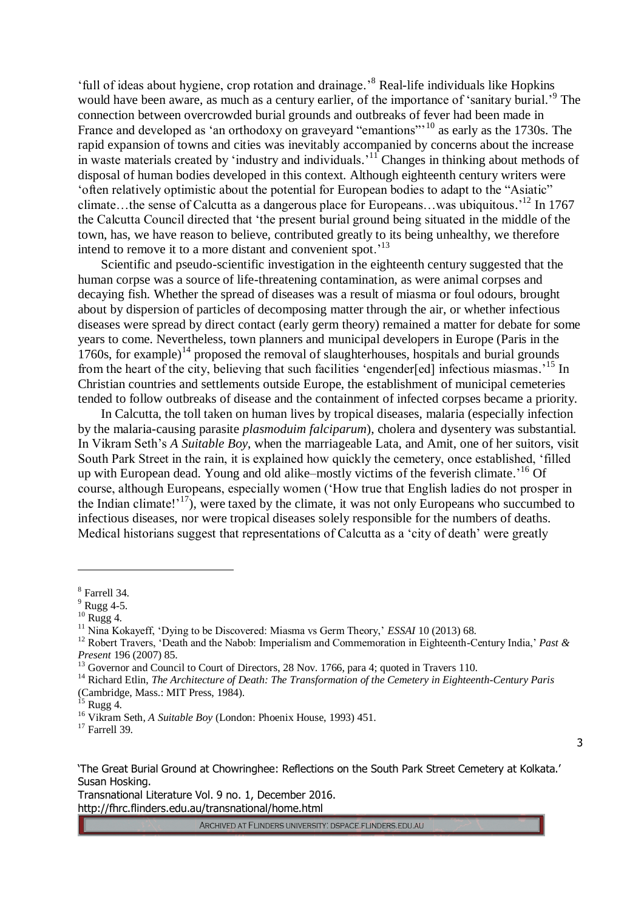'full of ideas about hygiene, crop rotation and drainage.'[8] Real-life individuals like Hopkins would have been aware, as much as a century earlier, of the importance of 'sanitary burial.'[9] The connection between overcrowded burial grounds and outbreaks of fever had been made in France and developed as 'an orthodoxy on graveyard "emantions"'[10] as early as the 1730s. The rapid expansion of towns and cities was inevitably accompanied by concerns about the increase in waste materials created by 'industry and individuals.'[11] Changes in thinking about methods of disposal of human bodies developed in this context. Although eighteenth century writers were 'often relatively optimistic about the potential for European bodies to adapt to the "Asiatic" climate…the sense of Calcutta as a dangerous place for Europeans…was ubiquitous.'[12] In 1767 the Calcutta Council directed that 'the present burial ground being situated in the middle of the town, has, we have reason to believe, contributed greatly to its being unhealthy, we therefore intend to remove it to a more distant and convenient spot.'[13]

Scientific and pseudo-scientific investigation in the eighteenth century suggested that the human corpse was a source of life-threatening contamination, as were animal corpses and decaying fish. Whether the spread of diseases was a result of miasma or foul odours, brought about by dispersion of particles of decomposing matter through the air, or whether infectious diseases were spread by direct contact (early germ theory) remained a matter for debate for some years to come. Nevertheless, town planners and municipal developers in Europe (Paris in the 1760s, for example)[14] proposed the removal of slaughterhouses, hospitals and burial grounds from the heart of the city, believing that such facilities 'engender[ed] infectious miasmas.'[15] In Christian countries and settlements outside Europe, the establishment of municipal cemeteries tended to follow outbreaks of disease and the containment of infected corpses became a priority.

In Calcutta, the toll taken on human lives by tropical diseases, malaria (especially infection by the malaria-causing parasite *plasmoduim falciparum*), cholera and dysentery was substantial. In Vikram Seth's *A Suitable Boy*, when the marriageable Lata, and Amit, one of her suitors, visit South Park Street in the rain, it is explained how quickly the cemetery, once established, 'filled up with European dead. Young and old alike–mostly victims of the feverish climate.'[16] Of course, although Europeans, especially women ('How true that English ladies do not prosper in the Indian climate!'[17]), were taxed by the climate, it was not only Europeans who succumbed to infectious diseases, nor were tropical diseases solely responsible for the numbers of deaths. Medical historians suggest that representations of Calcutta as a 'city of death' were greatly

---

[8] Farrell 34.

[9] Rugg 4-5.

[10] Rugg 4.

[11] Nina Kokayeff, 'Dying to be Discovered: Miasma vs Germ Theory,' *ESSAI* 10 (2013) 68.

[12] Robert Travers, 'Death and the Nabob: Imperialism and Commemoration in Eighteenth-Century India,' *Past & Present* 196 (2007) 85.

[13] Governor and Council to Court of Directors, 28 Nov. 1766, para 4; quoted in Travers 110.

[14] Richard Etlin, *The Architecture of Death: The Transformation of the Cemetery in Eighteenth-Century Paris* (Cambridge, Mass.: MIT Press, 1984).

[15] Rugg 4.

[16] Vikram Seth, *A Suitable Boy* (London: Phoenix House, 1993) 451.

[17] Farrell 39.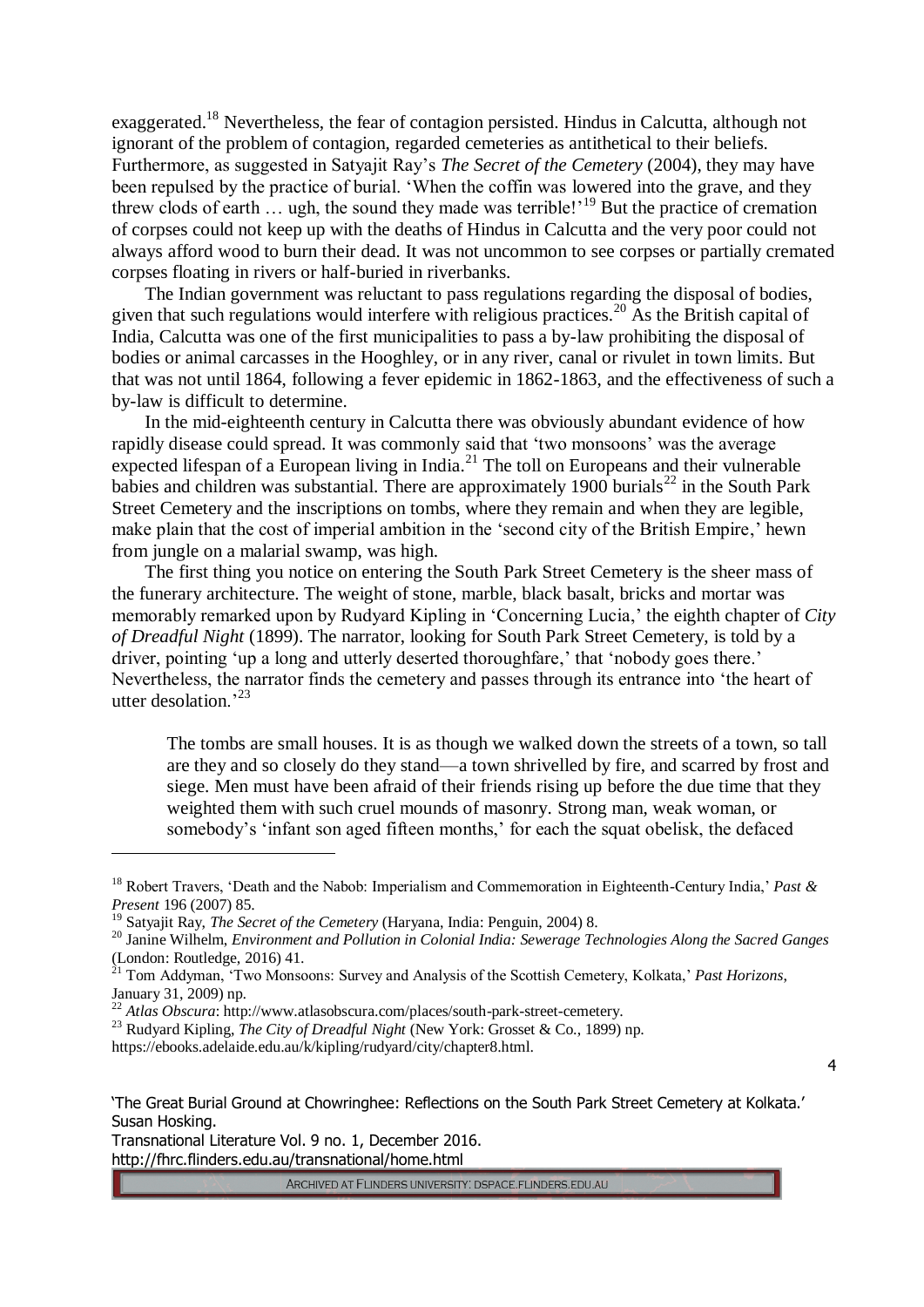exaggerated.[18] Nevertheless, the fear of contagion persisted. Hindus in Calcutta, although not ignorant of the problem of contagion, regarded cemeteries as antithetical to their beliefs. Furthermore, as suggested in Satyajit Ray's *The Secret of the Cemetery* (2004), they may have been repulsed by the practice of burial. 'When the coffin was lowered into the grave, and they threw clods of earth … ugh, the sound they made was terrible!'[19] But the practice of cremation of corpses could not keep up with the deaths of Hindus in Calcutta and the very poor could not always afford wood to burn their dead. It was not uncommon to see corpses or partially cremated corpses floating in rivers or half-buried in riverbanks.

The Indian government was reluctant to pass regulations regarding the disposal of bodies, given that such regulations would interfere with religious practices.[20] As the British capital of India, Calcutta was one of the first municipalities to pass a by-law prohibiting the disposal of bodies or animal carcasses in the Hooghley, or in any river, canal or rivulet in town limits. But that was not until 1864, following a fever epidemic in 1862-1863, and the effectiveness of such a by-law is difficult to determine.

In the mid-eighteenth century in Calcutta there was obviously abundant evidence of how rapidly disease could spread. It was commonly said that 'two monsoons' was the average expected lifespan of a European living in India.[21] The toll on Europeans and their vulnerable babies and children was substantial. There are approximately 1900 burials[22] in the South Park Street Cemetery and the inscriptions on tombs, where they remain and when they are legible, make plain that the cost of imperial ambition in the 'second city of the British Empire,' hewn from jungle on a malarial swamp, was high.

The first thing you notice on entering the South Park Street Cemetery is the sheer mass of the funerary architecture. The weight of stone, marble, black basalt, bricks and mortar was memorably remarked upon by Rudyard Kipling in 'Concerning Lucia,' the eighth chapter of *City of Dreadful Night* (1899). The narrator, looking for South Park Street Cemetery, is told by a driver, pointing 'up a long and utterly deserted thoroughfare,' that 'nobody goes there.' Nevertheless, the narrator finds the cemetery and passes through its entrance into 'the heart of utter desolation.'[23]

> The tombs are small houses. It is as though we walked down the streets of a town, so tall are they and so closely do they stand—a town shrivelled by fire, and scarred by frost and siege. Men must have been afraid of their friends rising up before the due time that they weighted them with such cruel mounds of masonry. Strong man, weak woman, or somebody's 'infant son aged fifteen months,' for each the squat obelisk, the defaced

---

[18] Robert Travers, 'Death and the Nabob: Imperialism and Commemoration in Eighteenth-Century India,' *Past & Present* 196 (2007) 85.

[19] Satyajit Ray, *The Secret of the Cemetery* (Haryana, India: Penguin, 2004) 8.

[20] Janine Wilhelm, *Environment and Pollution in Colonial India: Sewerage Technologies Along the Sacred Ganges* (London: Routledge, 2016) 41.

[21] Tom Addyman, 'Two Monsoons: Survey and Analysis of the Scottish Cemetery, Kolkata,' *Past Horizons*, January 31, 2009) np.

[22] *Atlas Obscura*: http://www.atlasobscura.com/places/south-park-street-cemetery.

[23] Rudyard Kipling, *The City of Dreadful Night* (New York: Grosset & Co., 1899) np. https://ebooks.adelaide.edu.au/k/kipling/rudyard/city/chapter8.html.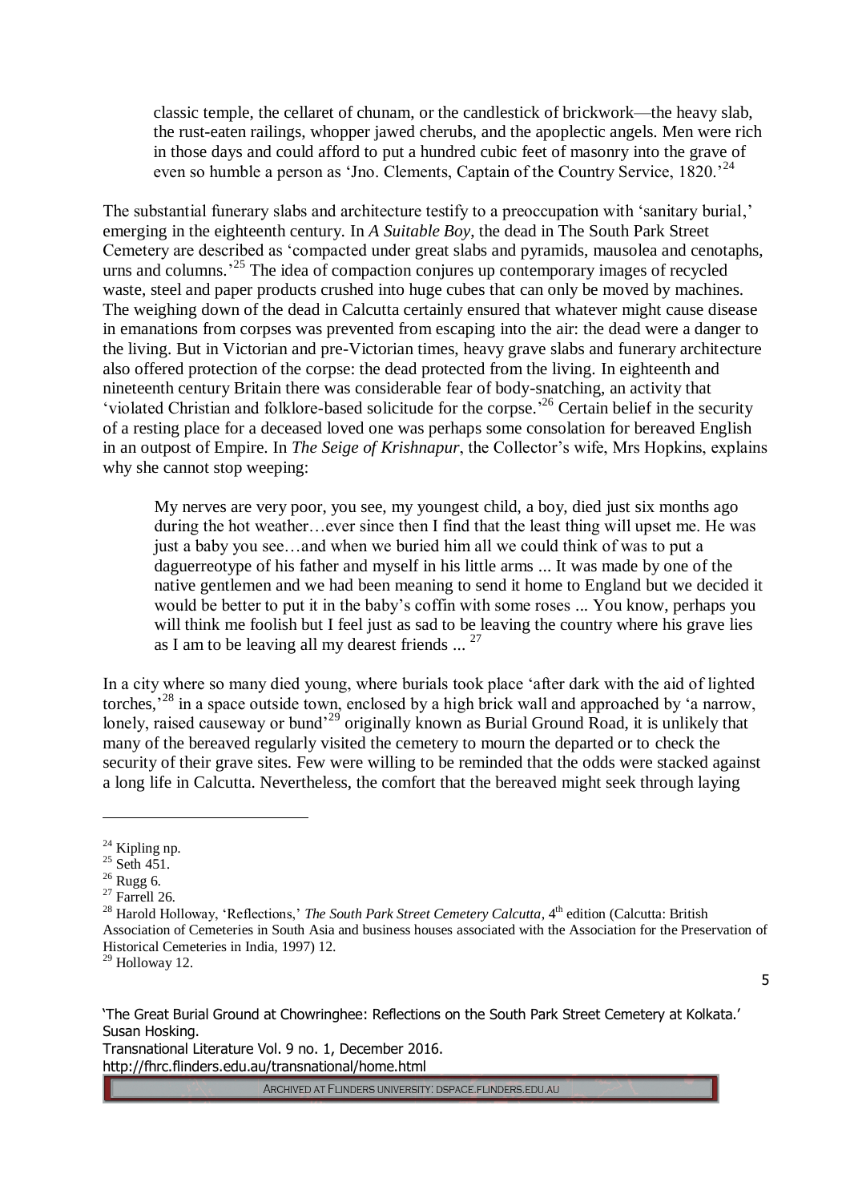> classic temple, the cellaret of chunam, or the candlestick of brickwork—the heavy slab, the rust-eaten railings, whopper jawed cherubs, and the apoplectic angels. Men were rich in those days and could afford to put a hundred cubic feet of masonry into the grave of even so humble a person as 'Jno. Clements, Captain of the Country Service, 1820.'[24]

The substantial funerary slabs and architecture testify to a preoccupation with 'sanitary burial,' emerging in the eighteenth century. In *A Suitable Boy*, the dead in The South Park Street Cemetery are described as 'compacted under great slabs and pyramids, mausolea and cenotaphs, urns and columns.'[25] The idea of compaction conjures up contemporary images of recycled waste, steel and paper products crushed into huge cubes that can only be moved by machines. The weighing down of the dead in Calcutta certainly ensured that whatever might cause disease in emanations from corpses was prevented from escaping into the air: the dead were a danger to the living. But in Victorian and pre-Victorian times, heavy grave slabs and funerary architecture also offered protection of the corpse: the dead protected from the living. In eighteenth and nineteenth century Britain there was considerable fear of body-snatching, an activity that 'violated Christian and folklore-based solicitude for the corpse.'[26] Certain belief in the security of a resting place for a deceased loved one was perhaps some consolation for bereaved English in an outpost of Empire. In *The Seige of Krishnapur*, the Collector's wife, Mrs Hopkins, explains why she cannot stop weeping:

> My nerves are very poor, you see, my youngest child, a boy, died just six months ago during the hot weather…ever since then I find that the least thing will upset me. He was just a baby you see…and when we buried him all we could think of was to put a daguerreotype of his father and myself in his little arms ... It was made by one of the native gentlemen and we had been meaning to send it home to England but we decided it would be better to put it in the baby's coffin with some roses ... You know, perhaps you will think me foolish but I feel just as sad to be leaving the country where his grave lies as I am to be leaving all my dearest friends ... [27]

In a city where so many died young, where burials took place 'after dark with the aid of lighted torches,'[28] in a space outside town, enclosed by a high brick wall and approached by 'a narrow, lonely, raised causeway or bund'[29] originally known as Burial Ground Road, it is unlikely that many of the bereaved regularly visited the cemetery to mourn the departed or to check the security of their grave sites. Few were willing to be reminded that the odds were stacked against a long life in Calcutta. Nevertheless, the comfort that the bereaved might seek through laying

---

[24] Kipling np.
[25] Seth 451.
[26] Rugg 6.
[27] Farrell 26.
[28] Harold Holloway, 'Reflections,' *The South Park Street Cemetery Calcutta*, 4th edition (Calcutta: British Association of Cemeteries in South Asia and business houses associated with the Association for the Preservation of Historical Cemeteries in India, 1997) 12.
[29] Holloway 12.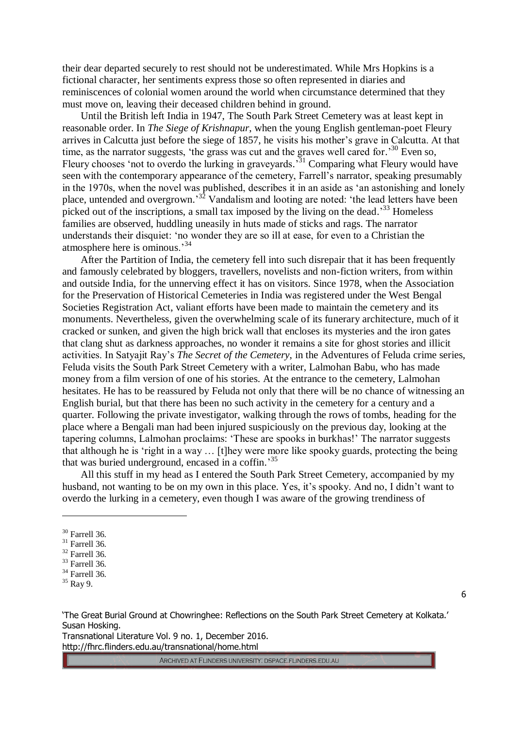their dear departed securely to rest should not be underestimated. While Mrs Hopkins is a fictional character, her sentiments express those so often represented in diaries and reminiscences of colonial women around the world when circumstance determined that they must move on, leaving their deceased children behind in ground.

Until the British left India in 1947, The South Park Street Cemetery was at least kept in reasonable order. In *The Siege of Krishnapur*, when the young English gentleman-poet Fleury arrives in Calcutta just before the siege of 1857, he visits his mother's grave in Calcutta. At that time, as the narrator suggests, 'the grass was cut and the graves well cared for.'[30] Even so, Fleury chooses 'not to overdo the lurking in graveyards.'[31] Comparing what Fleury would have seen with the contemporary appearance of the cemetery, Farrell's narrator, speaking presumably in the 1970s, when the novel was published, describes it in an aside as 'an astonishing and lonely place, untended and overgrown.'[32] Vandalism and looting are noted: 'the lead letters have been picked out of the inscriptions, a small tax imposed by the living on the dead.'[33] Homeless families are observed, huddling uneasily in huts made of sticks and rags. The narrator understands their disquiet: 'no wonder they are so ill at ease, for even to a Christian the atmosphere here is ominous.'[34]

After the Partition of India, the cemetery fell into such disrepair that it has been frequently and famously celebrated by bloggers, travellers, novelists and non-fiction writers, from within and outside India, for the unnerving effect it has on visitors. Since 1978, when the Association for the Preservation of Historical Cemeteries in India was registered under the West Bengal Societies Registration Act, valiant efforts have been made to maintain the cemetery and its monuments. Nevertheless, given the overwhelming scale of its funerary architecture, much of it cracked or sunken, and given the high brick wall that encloses its mysteries and the iron gates that clang shut as darkness approaches, no wonder it remains a site for ghost stories and illicit activities. In Satyajit Ray's *The Secret of the Cemetery*, in the Adventures of Feluda crime series, Feluda visits the South Park Street Cemetery with a writer, Lalmohan Babu, who has made money from a film version of one of his stories. At the entrance to the cemetery, Lalmohan hesitates. He has to be reassured by Feluda not only that there will be no chance of witnessing an English burial, but that there has been no such activity in the cemetery for a century and a quarter. Following the private investigator, walking through the rows of tombs, heading for the place where a Bengali man had been injured suspiciously on the previous day, looking at the tapering columns, Lalmohan proclaims: 'These are spooks in burkhas!' The narrator suggests that although he is 'right in a way … [t]hey were more like spooky guards, protecting the being that was buried underground, encased in a coffin.'[35]

All this stuff in my head as I entered the South Park Street Cemetery, accompanied by my husband, not wanting to be on my own in this place. Yes, it's spooky. And no, I didn't want to overdo the lurking in a cemetery, even though I was aware of the growing trendiness of

---

[30] Farrell 36.
[31] Farrell 36.
[32] Farrell 36.
[33] Farrell 36.
[34] Farrell 36.
[35] Ray 9.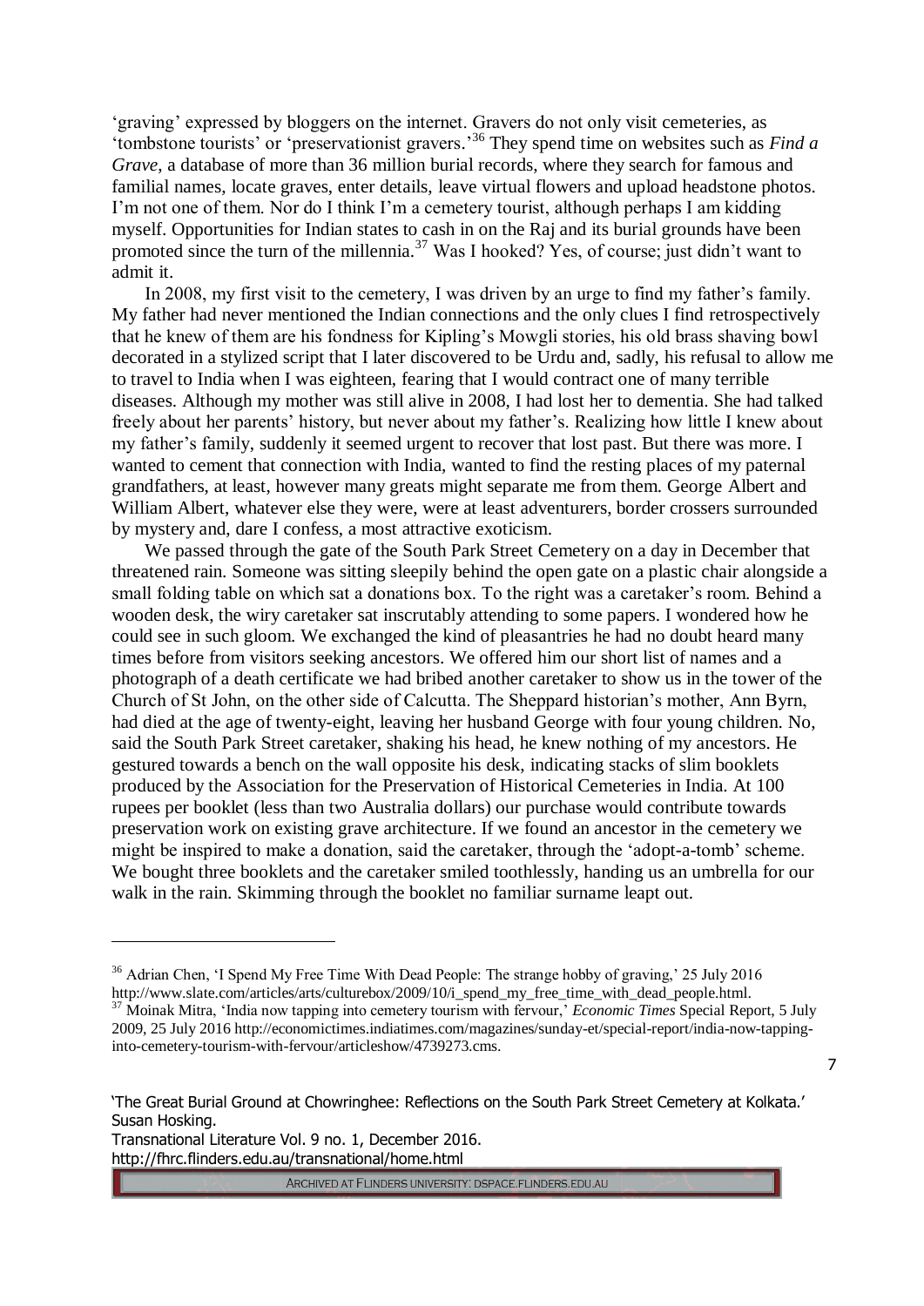'graving' expressed by bloggers on the internet. Gravers do not only visit cemeteries, as 'tombstone tourists' or 'preservationist gravers.'[36] They spend time on websites such as *Find a Grave*, a database of more than 36 million burial records, where they search for famous and familial names, locate graves, enter details, leave virtual flowers and upload headstone photos. I'm not one of them. Nor do I think I'm a cemetery tourist, although perhaps I am kidding myself. Opportunities for Indian states to cash in on the Raj and its burial grounds have been promoted since the turn of the millennia.[37] Was I hooked? Yes, of course; just didn't want to admit it.

In 2008, my first visit to the cemetery, I was driven by an urge to find my father's family. My father had never mentioned the Indian connections and the only clues I find retrospectively that he knew of them are his fondness for Kipling's Mowgli stories, his old brass shaving bowl decorated in a stylized script that I later discovered to be Urdu and, sadly, his refusal to allow me to travel to India when I was eighteen, fearing that I would contract one of many terrible diseases. Although my mother was still alive in 2008, I had lost her to dementia. She had talked freely about her parents' history, but never about my father's. Realizing how little I knew about my father's family, suddenly it seemed urgent to recover that lost past. But there was more. I wanted to cement that connection with India, wanted to find the resting places of my paternal grandfathers, at least, however many greats might separate me from them. George Albert and William Albert, whatever else they were, were at least adventurers, border crossers surrounded by mystery and, dare I confess, a most attractive exoticism.

We passed through the gate of the South Park Street Cemetery on a day in December that threatened rain. Someone was sitting sleepily behind the open gate on a plastic chair alongside a small folding table on which sat a donations box. To the right was a caretaker's room. Behind a wooden desk, the wiry caretaker sat inscrutably attending to some papers. I wondered how he could see in such gloom. We exchanged the kind of pleasantries he had no doubt heard many times before from visitors seeking ancestors. We offered him our short list of names and a photograph of a death certificate we had bribed another caretaker to show us in the tower of the Church of St John, on the other side of Calcutta. The Sheppard historian's mother, Ann Byrn, had died at the age of twenty-eight, leaving her husband George with four young children. No, said the South Park Street caretaker, shaking his head, he knew nothing of my ancestors. He gestured towards a bench on the wall opposite his desk, indicating stacks of slim booklets produced by the Association for the Preservation of Historical Cemeteries in India. At 100 rupees per booklet (less than two Australia dollars) our purchase would contribute towards preservation work on existing grave architecture. If we found an ancestor in the cemetery we might be inspired to make a donation, said the caretaker, through the 'adopt-a-tomb' scheme. We bought three booklets and the caretaker smiled toothlessly, handing us an umbrella for our walk in the rain. Skimming through the booklet no familiar surname leapt out.

---

[36] Adrian Chen, 'I Spend My Free Time With Dead People: The strange hobby of graving,' 25 July 2016 http://www.slate.com/articles/arts/culturebox/2009/10/i_spend_my_free_time_with_dead_people.html.

[37] Moinak Mitra, 'India now tapping into cemetery tourism with fervour,' *Economic Times* Special Report, 5 July 2009, 25 July 2016 http://economictimes.indiatimes.com/magazines/sunday-et/special-report/india-now-tapping-into-cemetery-tourism-with-fervour/articleshow/4739273.cms.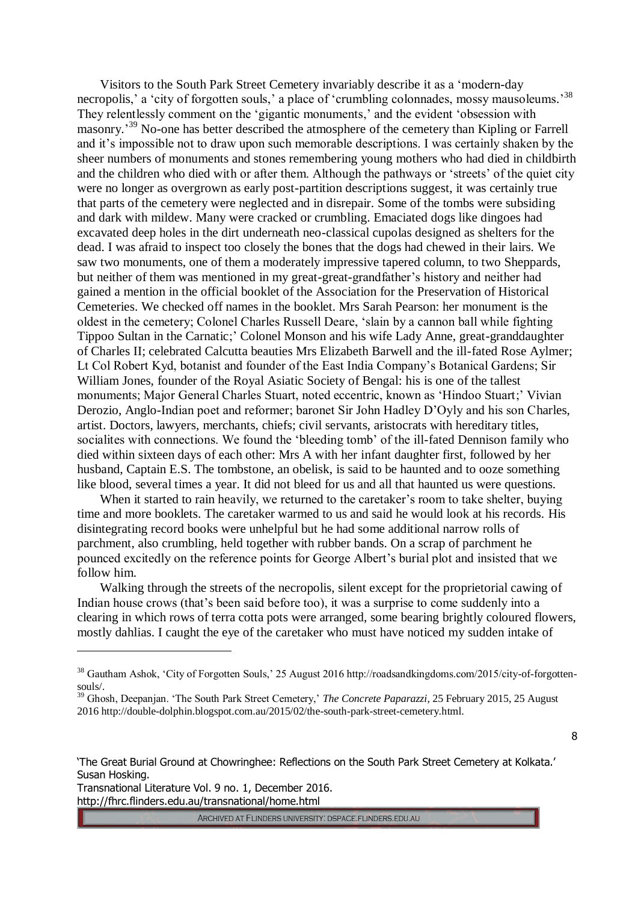Visitors to the South Park Street Cemetery invariably describe it as a 'modern-day necropolis,' a 'city of forgotten souls,' a place of 'crumbling colonnades, mossy mausoleums.'[38] They relentlessly comment on the 'gigantic monuments,' and the evident 'obsession with masonry.'[39] No-one has better described the atmosphere of the cemetery than Kipling or Farrell and it's impossible not to draw upon such memorable descriptions. I was certainly shaken by the sheer numbers of monuments and stones remembering young mothers who had died in childbirth and the children who died with or after them. Although the pathways or 'streets' of the quiet city were no longer as overgrown as early post-partition descriptions suggest, it was certainly true that parts of the cemetery were neglected and in disrepair. Some of the tombs were subsiding and dark with mildew. Many were cracked or crumbling. Emaciated dogs like dingoes had excavated deep holes in the dirt underneath neo-classical cupolas designed as shelters for the dead. I was afraid to inspect too closely the bones that the dogs had chewed in their lairs. We saw two monuments, one of them a moderately impressive tapered column, to two Sheppards, but neither of them was mentioned in my great-great-grandfather's history and neither had gained a mention in the official booklet of the Association for the Preservation of Historical Cemeteries. We checked off names in the booklet. Mrs Sarah Pearson: her monument is the oldest in the cemetery; Colonel Charles Russell Deare, 'slain by a cannon ball while fighting Tippoo Sultan in the Carnatic;' Colonel Monson and his wife Lady Anne, great-granddaughter of Charles II; celebrated Calcutta beauties Mrs Elizabeth Barwell and the ill-fated Rose Aylmer; Lt Col Robert Kyd, botanist and founder of the East India Company's Botanical Gardens; Sir William Jones, founder of the Royal Asiatic Society of Bengal: his is one of the tallest monuments; Major General Charles Stuart, noted eccentric, known as 'Hindoo Stuart;' Vivian Derozio, Anglo-Indian poet and reformer; baronet Sir John Hadley D'Oyly and his son Charles, artist. Doctors, lawyers, merchants, chiefs; civil servants, aristocrats with hereditary titles, socialites with connections. We found the 'bleeding tomb' of the ill-fated Dennison family who died within sixteen days of each other: Mrs A with her infant daughter first, followed by her husband, Captain E.S. The tombstone, an obelisk, is said to be haunted and to ooze something like blood, several times a year. It did not bleed for us and all that haunted us were questions.

When it started to rain heavily, we returned to the caretaker's room to take shelter, buying time and more booklets. The caretaker warmed to us and said he would look at his records. His disintegrating record books were unhelpful but he had some additional narrow rolls of parchment, also crumbling, held together with rubber bands. On a scrap of parchment he pounced excitedly on the reference points for George Albert's burial plot and insisted that we follow him.

Walking through the streets of the necropolis, silent except for the proprietorial cawing of Indian house crows (that's been said before too), it was a surprise to come suddenly into a clearing in which rows of terra cotta pots were arranged, some bearing brightly coloured flowers, mostly dahlias. I caught the eye of the caretaker who must have noticed my sudden intake of

---

[38] Gautham Ashok, 'City of Forgotten Souls,' 25 August 2016 http://roadsandkingdoms.com/2015/city-of-forgotten-souls/.

[39] Ghosh, Deepanjan. 'The South Park Street Cemetery,' *The Concrete Paparazzi*, 25 February 2015, 25 August 2016 http://double-dolphin.blogspot.com.au/2015/02/the-south-park-street-cemetery.html.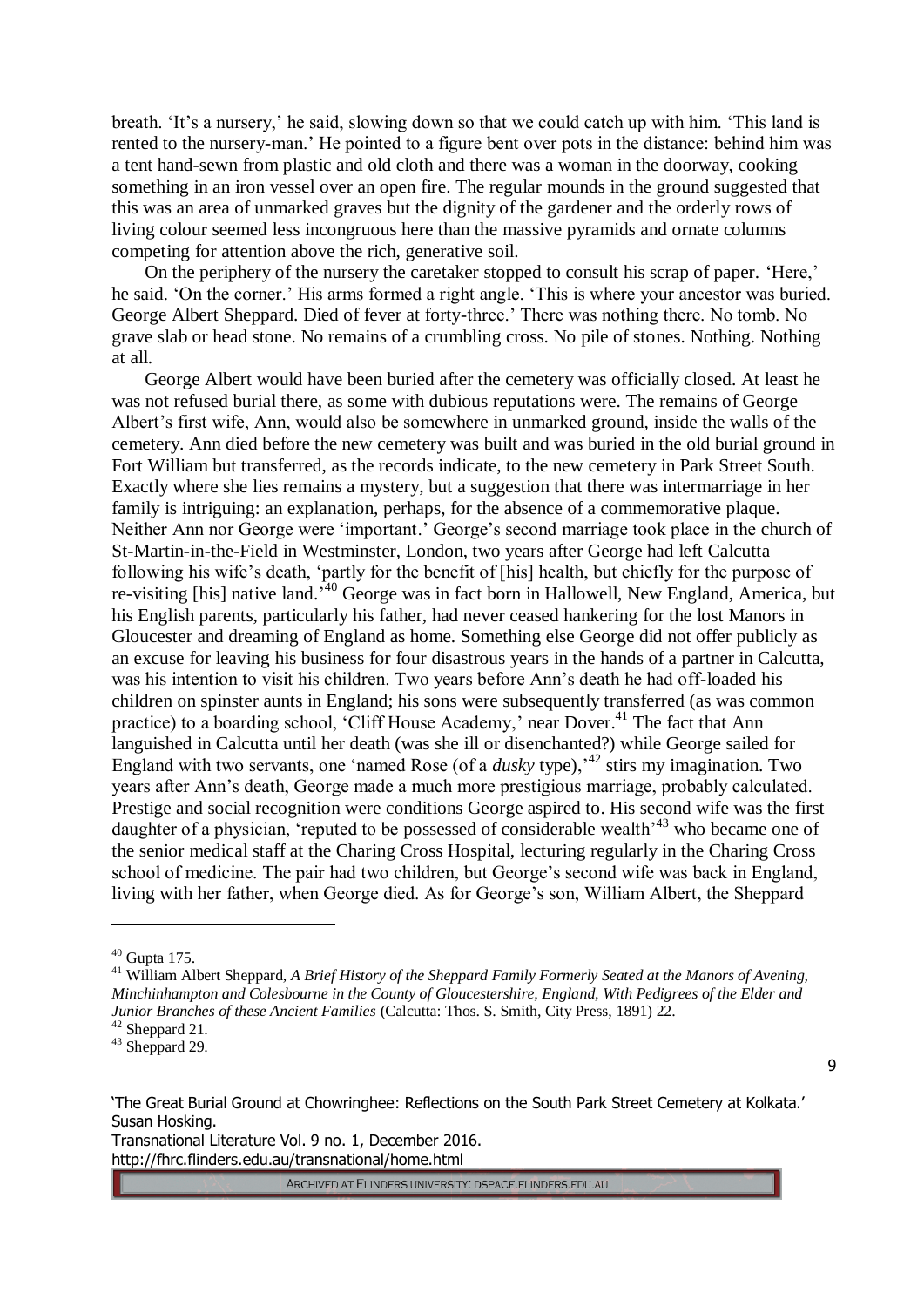breath. 'It's a nursery,' he said, slowing down so that we could catch up with him. 'This land is rented to the nursery-man.' He pointed to a figure bent over pots in the distance: behind him was a tent hand-sewn from plastic and old cloth and there was a woman in the doorway, cooking something in an iron vessel over an open fire. The regular mounds in the ground suggested that this was an area of unmarked graves but the dignity of the gardener and the orderly rows of living colour seemed less incongruous here than the massive pyramids and ornate columns competing for attention above the rich, generative soil.

On the periphery of the nursery the caretaker stopped to consult his scrap of paper. 'Here,' he said. 'On the corner.' His arms formed a right angle. 'This is where your ancestor was buried. George Albert Sheppard. Died of fever at forty-three.' There was nothing there. No tomb. No grave slab or head stone. No remains of a crumbling cross. No pile of stones. Nothing. Nothing at all.

George Albert would have been buried after the cemetery was officially closed. At least he was not refused burial there, as some with dubious reputations were. The remains of George Albert's first wife, Ann, would also be somewhere in unmarked ground, inside the walls of the cemetery. Ann died before the new cemetery was built and was buried in the old burial ground in Fort William but transferred, as the records indicate, to the new cemetery in Park Street South. Exactly where she lies remains a mystery, but a suggestion that there was intermarriage in her family is intriguing: an explanation, perhaps, for the absence of a commemorative plaque. Neither Ann nor George were 'important.' George's second marriage took place in the church of St-Martin-in-the-Field in Westminster, London, two years after George had left Calcutta following his wife's death, 'partly for the benefit of [his] health, but chiefly for the purpose of re-visiting [his] native land.'[40] George was in fact born in Hallowell, New England, America, but his English parents, particularly his father, had never ceased hankering for the lost Manors in Gloucester and dreaming of England as home. Something else George did not offer publicly as an excuse for leaving his business for four disastrous years in the hands of a partner in Calcutta, was his intention to visit his children. Two years before Ann's death he had off-loaded his children on spinster aunts in England; his sons were subsequently transferred (as was common practice) to a boarding school, 'Cliff House Academy,' near Dover.[41] The fact that Ann languished in Calcutta until her death (was she ill or disenchanted?) while George sailed for England with two servants, one 'named Rose (of a *dusky* type),'[42] stirs my imagination. Two years after Ann's death, George made a much more prestigious marriage, probably calculated. Prestige and social recognition were conditions George aspired to. His second wife was the first daughter of a physician, 'reputed to be possessed of considerable wealth'[43] who became one of the senior medical staff at the Charing Cross Hospital, lecturing regularly in the Charing Cross school of medicine. The pair had two children, but George's second wife was back in England, living with her father, when George died. As for George's son, William Albert, the Sheppard

---

[40] Gupta 175.

[41] William Albert Sheppard, *A Brief History of the Sheppard Family Formerly Seated at the Manors of Avening, Minchinhampton and Colesbourne in the County of Gloucestershire, England, With Pedigrees of the Elder and Junior Branches of these Ancient Families* (Calcutta: Thos. S. Smith, City Press, 1891) 22.

[42] Sheppard 21.

[43] Sheppard 29.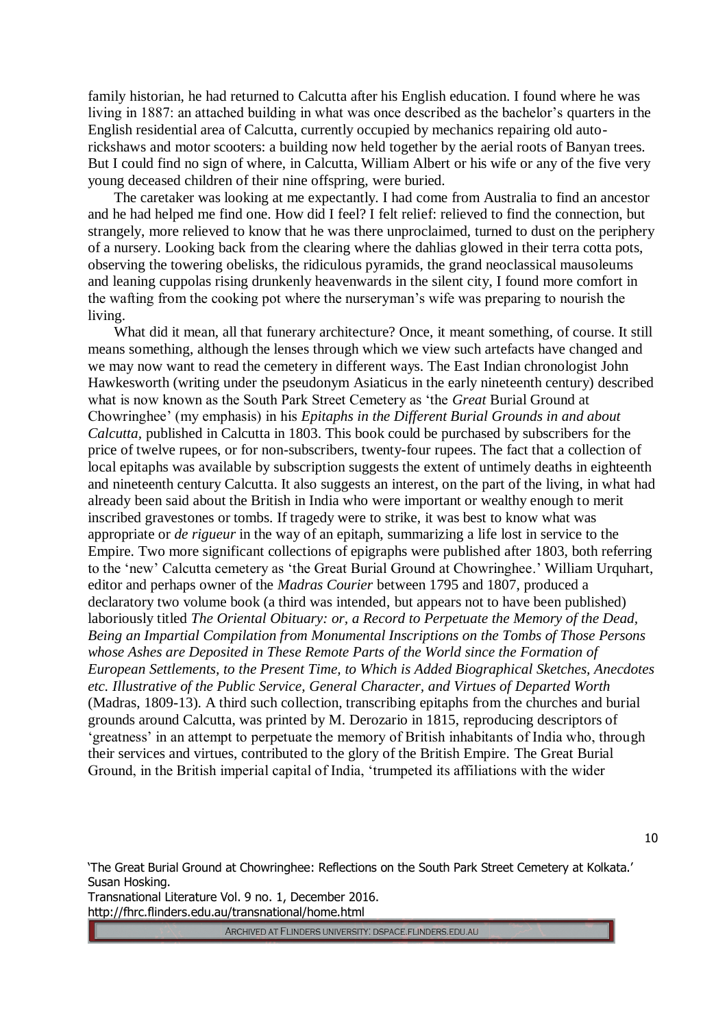family historian, he had returned to Calcutta after his English education. I found where he was living in 1887: an attached building in what was once described as the bachelor's quarters in the English residential area of Calcutta, currently occupied by mechanics repairing old auto-rickshaws and motor scooters: a building now held together by the aerial roots of Banyan trees. But I could find no sign of where, in Calcutta, William Albert or his wife or any of the five very young deceased children of their nine offspring, were buried.

The caretaker was looking at me expectantly. I had come from Australia to find an ancestor and he had helped me find one. How did I feel? I felt relief: relieved to find the connection, but strangely, more relieved to know that he was there unproclaimed, turned to dust on the periphery of a nursery. Looking back from the clearing where the dahlias glowed in their terra cotta pots, observing the towering obelisks, the ridiculous pyramids, the grand neoclassical mausoleums and leaning cuppolas rising drunkenly heavenwards in the silent city, I found more comfort in the wafting from the cooking pot where the nurseryman's wife was preparing to nourish the living.

What did it mean, all that funerary architecture? Once, it meant something, of course. It still means something, although the lenses through which we view such artefacts have changed and we may now want to read the cemetery in different ways. The East Indian chronologist John Hawkesworth (writing under the pseudonym Asiaticus in the early nineteenth century) described what is now known as the South Park Street Cemetery as 'the *Great* Burial Ground at Chowringhee' (my emphasis) in his *Epitaphs in the Different Burial Grounds in and about Calcutta,* published in Calcutta in 1803. This book could be purchased by subscribers for the price of twelve rupees, or for non-subscribers, twenty-four rupees. The fact that a collection of local epitaphs was available by subscription suggests the extent of untimely deaths in eighteenth and nineteenth century Calcutta. It also suggests an interest, on the part of the living, in what had already been said about the British in India who were important or wealthy enough to merit inscribed gravestones or tombs. If tragedy were to strike, it was best to know what was appropriate or *de rigueur* in the way of an epitaph, summarizing a life lost in service to the Empire. Two more significant collections of epigraphs were published after 1803, both referring to the 'new' Calcutta cemetery as 'the Great Burial Ground at Chowringhee.' William Urquhart, editor and perhaps owner of the *Madras Courier* between 1795 and 1807, produced a declaratory two volume book (a third was intended, but appears not to have been published) laboriously titled *The Oriental Obituary: or, a Record to Perpetuate the Memory of the Dead, Being an Impartial Compilation from Monumental Inscriptions on the Tombs of Those Persons whose Ashes are Deposited in These Remote Parts of the World since the Formation of European Settlements, to the Present Time, to Which is Added Biographical Sketches, Anecdotes etc. Illustrative of the Public Service, General Character, and Virtues of Departed Worth* (Madras, 1809-13). A third such collection, transcribing epitaphs from the churches and burial grounds around Calcutta, was printed by M. Derozario in 1815, reproducing descriptors of 'greatness' in an attempt to perpetuate the memory of British inhabitants of India who, through their services and virtues, contributed to the glory of the British Empire. The Great Burial Ground, in the British imperial capital of India, 'trumpeted its affiliations with the wider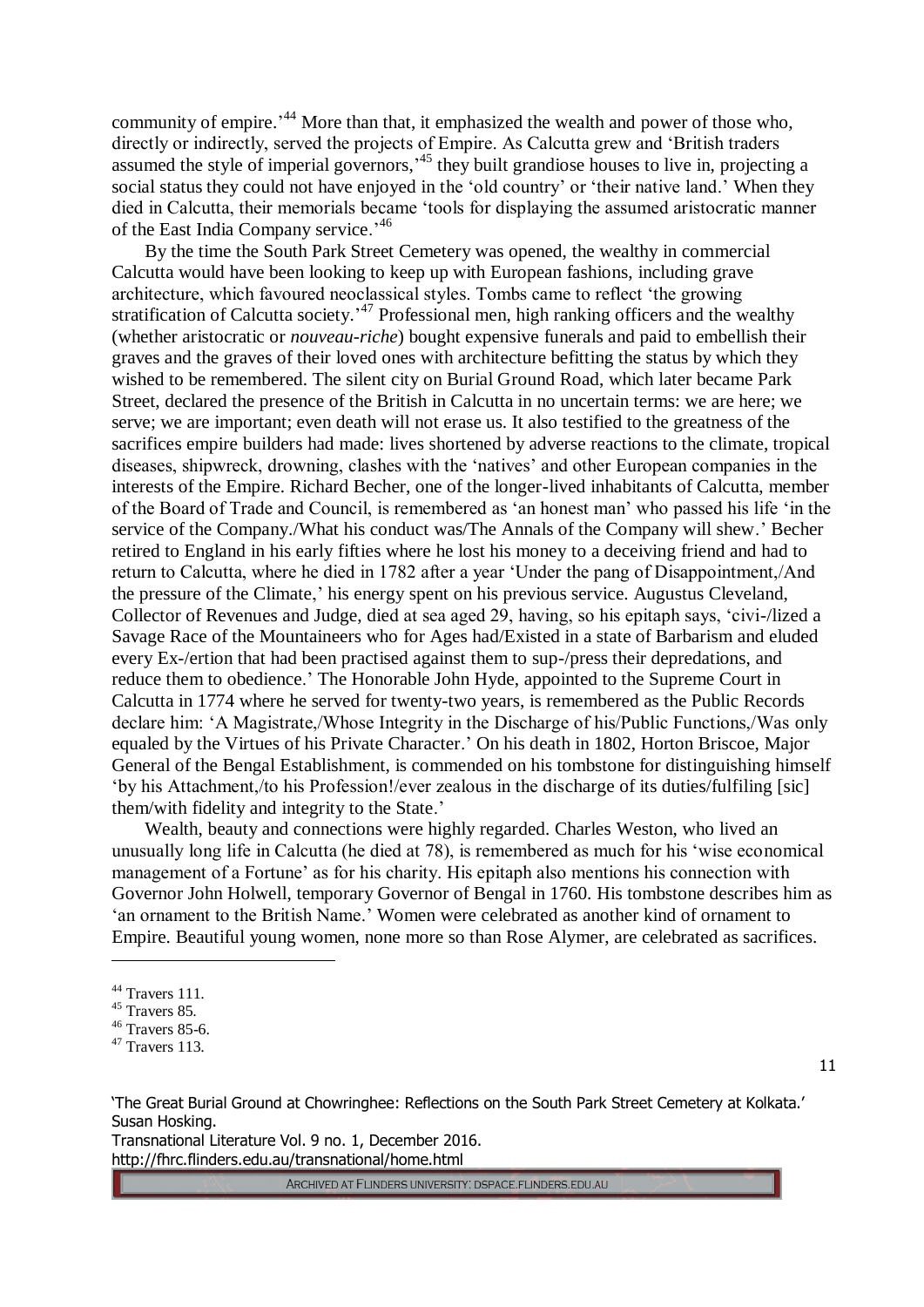community of empire.'[44] More than that, it emphasized the wealth and power of those who, directly or indirectly, served the projects of Empire. As Calcutta grew and 'British traders assumed the style of imperial governors,'[45] they built grandiose houses to live in, projecting a social status they could not have enjoyed in the 'old country' or 'their native land.' When they died in Calcutta, their memorials became 'tools for displaying the assumed aristocratic manner of the East India Company service.'[46]

By the time the South Park Street Cemetery was opened, the wealthy in commercial Calcutta would have been looking to keep up with European fashions, including grave architecture, which favoured neoclassical styles. Tombs came to reflect 'the growing stratification of Calcutta society.'[47] Professional men, high ranking officers and the wealthy (whether aristocratic or *nouveau-riche*) bought expensive funerals and paid to embellish their graves and the graves of their loved ones with architecture befitting the status by which they wished to be remembered. The silent city on Burial Ground Road, which later became Park Street, declared the presence of the British in Calcutta in no uncertain terms: we are here; we serve; we are important; even death will not erase us. It also testified to the greatness of the sacrifices empire builders had made: lives shortened by adverse reactions to the climate, tropical diseases, shipwreck, drowning, clashes with the 'natives' and other European companies in the interests of the Empire. Richard Becher, one of the longer-lived inhabitants of Calcutta, member of the Board of Trade and Council, is remembered as 'an honest man' who passed his life 'in the service of the Company./What his conduct was/The Annals of the Company will shew.' Becher retired to England in his early fifties where he lost his money to a deceiving friend and had to return to Calcutta, where he died in 1782 after a year 'Under the pang of Disappointment,/And the pressure of the Climate,' his energy spent on his previous service. Augustus Cleveland, Collector of Revenues and Judge, died at sea aged 29, having, so his epitaph says, 'civi-/lized a Savage Race of the Mountaineers who for Ages had/Existed in a state of Barbarism and eluded every Ex-/ertion that had been practised against them to sup-/press their depredations, and reduce them to obedience.' The Honorable John Hyde, appointed to the Supreme Court in Calcutta in 1774 where he served for twenty-two years, is remembered as the Public Records declare him: 'A Magistrate,/Whose Integrity in the Discharge of his/Public Functions,/Was only equaled by the Virtues of his Private Character.' On his death in 1802, Horton Briscoe, Major General of the Bengal Establishment, is commended on his tombstone for distinguishing himself 'by his Attachment,/to his Profession!/ever zealous in the discharge of its duties/fulfiling [sic] them/with fidelity and integrity to the State.'

Wealth, beauty and connections were highly regarded. Charles Weston, who lived an unusually long life in Calcutta (he died at 78), is remembered as much for his 'wise economical management of a Fortune' as for his charity. His epitaph also mentions his connection with Governor John Holwell, temporary Governor of Bengal in 1760. His tombstone describes him as 'an ornament to the British Name.' Women were celebrated as another kind of ornament to Empire. Beautiful young women, none more so than Rose Alymer, are celebrated as sacrifices.

---

[44] Travers 111.
[45] Travers 85.
[46] Travers 85-6.
[47] Travers 113.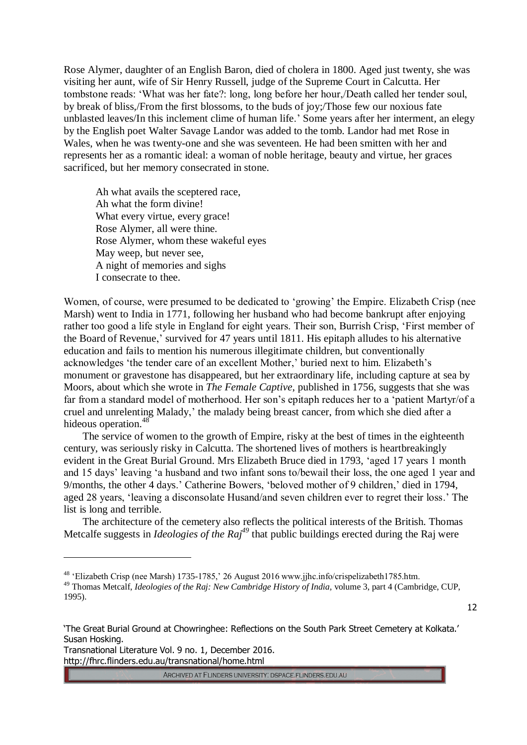Rose Alymer, daughter of an English Baron, died of cholera in 1800. Aged just twenty, she was visiting her aunt, wife of Sir Henry Russell, judge of the Supreme Court in Calcutta. Her tombstone reads: 'What was her fate?: long, long before her hour,/Death called her tender soul, by break of bliss,/From the first blossoms, to the buds of joy;/Those few our noxious fate unblasted leaves/In this inclement clime of human life.' Some years after her interment, an elegy by the English poet Walter Savage Landor was added to the tomb. Landor had met Rose in Wales, when he was twenty-one and she was seventeen. He had been smitten with her and represents her as a romantic ideal: a woman of noble heritage, beauty and virtue, her graces sacrificed, but her memory consecrated in stone.

> Ah what avails the sceptered race,
> Ah what the form divine!
> What every virtue, every grace!
> Rose Alymer, all were thine.
> Rose Alymer, whom these wakeful eyes
> May weep, but never see,
> A night of memories and sighs
> I consecrate to thee.

Women, of course, were presumed to be dedicated to 'growing' the Empire. Elizabeth Crisp (nee Marsh) went to India in 1771, following her husband who had become bankrupt after enjoying rather too good a life style in England for eight years. Their son, Burrish Crisp, 'First member of the Board of Revenue,' survived for 47 years until 1811. His epitaph alludes to his alternative education and fails to mention his numerous illegitimate children, but conventionally acknowledges 'the tender care of an excellent Mother,' buried next to him. Elizabeth's monument or gravestone has disappeared, but her extraordinary life, including capture at sea by Moors, about which she wrote in *The Female Captive*, published in 1756, suggests that she was far from a standard model of motherhood. Her son's epitaph reduces her to a 'patient Martyr/of a cruel and unrelenting Malady,' the malady being breast cancer, from which she died after a hideous operation.[48]

The service of women to the growth of Empire, risky at the best of times in the eighteenth century, was seriously risky in Calcutta. The shortened lives of mothers is heartbreakingly evident in the Great Burial Ground. Mrs Elizabeth Bruce died in 1793, 'aged 17 years 1 month and 15 days' leaving 'a husband and two infant sons to/bewail their loss, the one aged 1 year and 9/months, the other 4 days.' Catherine Bowers, 'beloved mother of 9 children,' died in 1794, aged 28 years, 'leaving a disconsolate Husand/and seven children ever to regret their loss.' The list is long and terrible.

The architecture of the cemetery also reflects the political interests of the British. Thomas Metcalfe suggests in *Ideologies of the Raj*[49] that public buildings erected during the Raj were

---

[48] 'Elizabeth Crisp (nee Marsh) 1735-1785,' 26 August 2016 www.jjhc.info/crispelizabeth1785.htm.

[49] Thomas Metcalf, *Ideologies of the Raj: New Cambridge History of India,* volume 3, part 4 (Cambridge, CUP, 1995).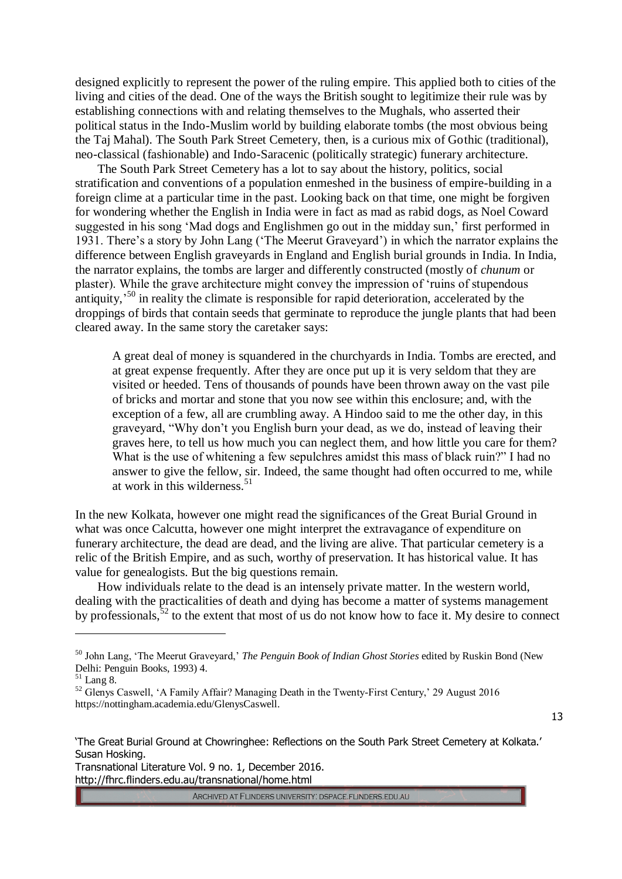designed explicitly to represent the power of the ruling empire. This applied both to cities of the living and cities of the dead. One of the ways the British sought to legitimize their rule was by establishing connections with and relating themselves to the Mughals, who asserted their political status in the Indo-Muslim world by building elaborate tombs (the most obvious being the Taj Mahal). The South Park Street Cemetery, then, is a curious mix of Gothic (traditional), neo-classical (fashionable) and Indo-Saracenic (politically strategic) funerary architecture.

The South Park Street Cemetery has a lot to say about the history, politics, social stratification and conventions of a population enmeshed in the business of empire-building in a foreign clime at a particular time in the past. Looking back on that time, one might be forgiven for wondering whether the English in India were in fact as mad as rabid dogs, as Noel Coward suggested in his song 'Mad dogs and Englishmen go out in the midday sun,' first performed in 1931. There's a story by John Lang ('The Meerut Graveyard') in which the narrator explains the difference between English graveyards in England and English burial grounds in India. In India, the narrator explains, the tombs are larger and differently constructed (mostly of *chunum* or plaster). While the grave architecture might convey the impression of 'ruins of stupendous antiquity,'[50] in reality the climate is responsible for rapid deterioration, accelerated by the droppings of birds that contain seeds that germinate to reproduce the jungle plants that had been cleared away. In the same story the caretaker says:

> A great deal of money is squandered in the churchyards in India. Tombs are erected, and at great expense frequently. After they are once put up it is very seldom that they are visited or heeded. Tens of thousands of pounds have been thrown away on the vast pile of bricks and mortar and stone that you now see within this enclosure; and, with the exception of a few, all are crumbling away. A Hindoo said to me the other day, in this graveyard, "Why don't you English burn your dead, as we do, instead of leaving their graves here, to tell us how much you can neglect them, and how little you care for them? What is the use of whitening a few sepulchres amidst this mass of black ruin?" I had no answer to give the fellow, sir. Indeed, the same thought had often occurred to me, while at work in this wilderness.[51]

In the new Kolkata, however one might read the significances of the Great Burial Ground in what was once Calcutta, however one might interpret the extravagance of expenditure on funerary architecture, the dead are dead, and the living are alive. That particular cemetery is a relic of the British Empire, and as such, worthy of preservation. It has historical value. It has value for genealogists. But the big questions remain.

How individuals relate to the dead is an intensely private matter. In the western world, dealing with the practicalities of death and dying has become a matter of systems management by professionals,[52] to the extent that most of us do not know how to face it. My desire to connect

---

[50] John Lang, 'The Meerut Graveyard,' *The Penguin Book of Indian Ghost Stories* edited by Ruskin Bond (New Delhi: Penguin Books, 1993) 4.

[51] Lang 8.

[52] Glenys Caswell, 'A Family Affair? Managing Death in the Twenty-First Century,' 29 August 2016 https://nottingham.academia.edu/GlenysCaswell.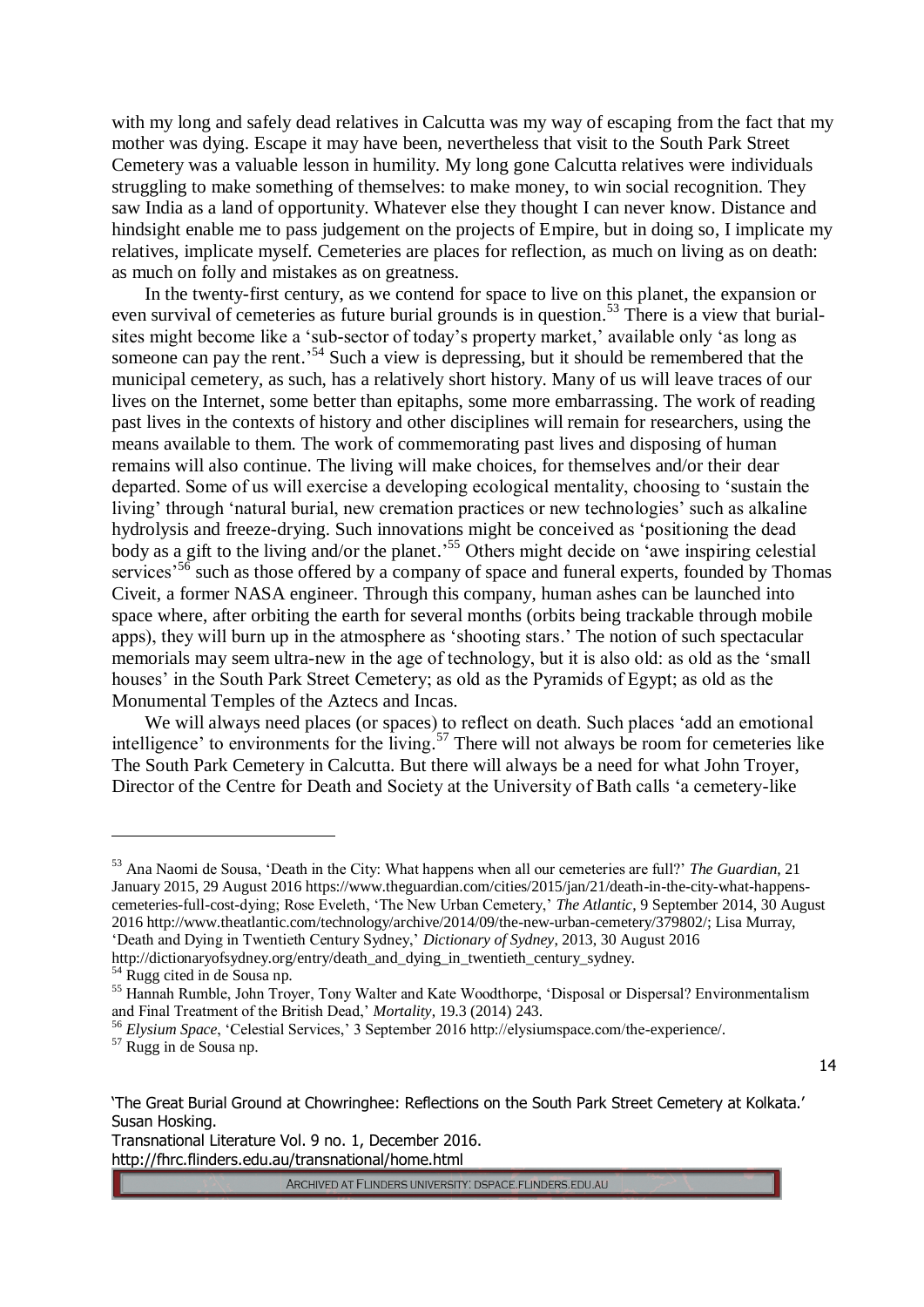with my long and safely dead relatives in Calcutta was my way of escaping from the fact that my mother was dying. Escape it may have been, nevertheless that visit to the South Park Street Cemetery was a valuable lesson in humility. My long gone Calcutta relatives were individuals struggling to make something of themselves: to make money, to win social recognition. They saw India as a land of opportunity. Whatever else they thought I can never know. Distance and hindsight enable me to pass judgement on the projects of Empire, but in doing so, I implicate my relatives, implicate myself. Cemeteries are places for reflection, as much on living as on death: as much on folly and mistakes as on greatness.

In the twenty-first century, as we contend for space to live on this planet, the expansion or even survival of cemeteries as future burial grounds is in question.[53] There is a view that burial-sites might become like a 'sub-sector of today's property market,' available only 'as long as someone can pay the rent.'[54] Such a view is depressing, but it should be remembered that the municipal cemetery, as such, has a relatively short history. Many of us will leave traces of our lives on the Internet, some better than epitaphs, some more embarrassing. The work of reading past lives in the contexts of history and other disciplines will remain for researchers, using the means available to them. The work of commemorating past lives and disposing of human remains will also continue. The living will make choices, for themselves and/or their dear departed. Some of us will exercise a developing ecological mentality, choosing to 'sustain the living' through 'natural burial, new cremation practices or new technologies' such as alkaline hydrolysis and freeze-drying. Such innovations might be conceived as 'positioning the dead body as a gift to the living and/or the planet.'[55] Others might decide on 'awe inspiring celestial services'[56] such as those offered by a company of space and funeral experts, founded by Thomas Civeit, a former NASA engineer. Through this company, human ashes can be launched into space where, after orbiting the earth for several months (orbits being trackable through mobile apps), they will burn up in the atmosphere as 'shooting stars.' The notion of such spectacular memorials may seem ultra-new in the age of technology, but it is also old: as old as the 'small houses' in the South Park Street Cemetery; as old as the Pyramids of Egypt; as old as the Monumental Temples of the Aztecs and Incas.

We will always need places (or spaces) to reflect on death. Such places 'add an emotional intelligence' to environments for the living.[57] There will not always be room for cemeteries like The South Park Cemetery in Calcutta. But there will always be a need for what John Troyer, Director of the Centre for Death and Society at the University of Bath calls 'a cemetery-like

---

[53] Ana Naomi de Sousa, 'Death in the City: What happens when all our cemeteries are full?' *The Guardian*, 21 January 2015, 29 August 2016 https://www.theguardian.com/cities/2015/jan/21/death-in-the-city-what-happens-cemeteries-full-cost-dying; Rose Eveleth, 'The New Urban Cemetery,' *The Atlantic*, 9 September 2014, 30 August 2016 http://www.theatlantic.com/technology/archive/2014/09/the-new-urban-cemetery/379802/; Lisa Murray, 'Death and Dying in Twentieth Century Sydney,' *Dictionary of Sydney*, 2013, 30 August 2016 http://dictionaryofsydney.org/entry/death_and_dying_in_twentieth_century_sydney.

[54] Rugg cited in de Sousa np.

[55] Hannah Rumble, John Troyer, Tony Walter and Kate Woodthorpe, 'Disposal or Dispersal? Environmentalism and Final Treatment of the British Dead,' *Mortality*, 19.3 (2014) 243.

[56] *Elysium Space*, 'Celestial Services,' 3 September 2016 http://elysiumspace.com/the-experience/.

[57] Rugg in de Sousa np.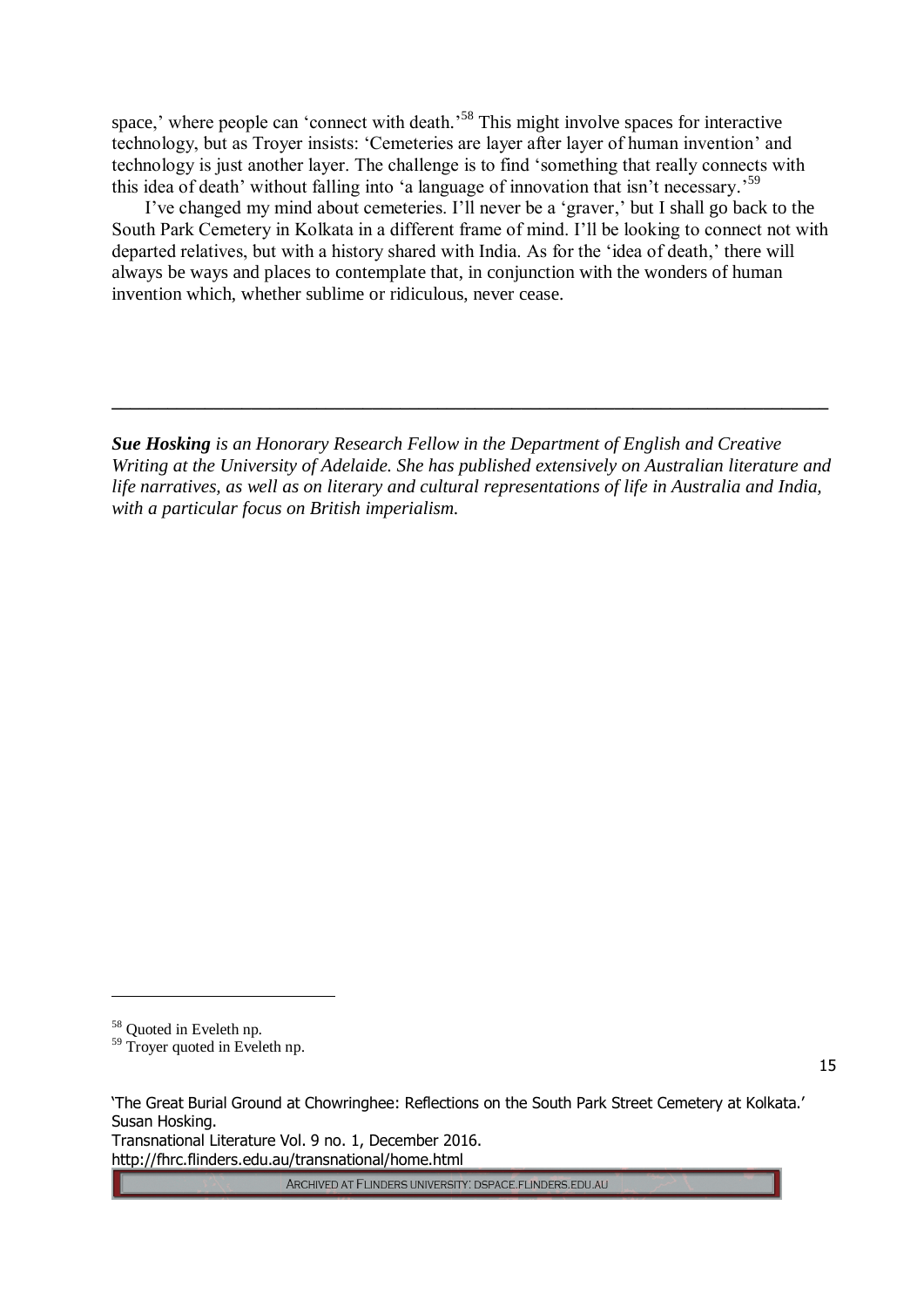space,' where people can 'connect with death.'[58] This might involve spaces for interactive technology, but as Troyer insists: 'Cemeteries are layer after layer of human invention' and technology is just another layer. The challenge is to find 'something that really connects with this idea of death' without falling into 'a language of innovation that isn't necessary.'[59]

I've changed my mind about cemeteries. I'll never be a 'graver,' but I shall go back to the South Park Cemetery in Kolkata in a different frame of mind. I'll be looking to connect not with departed relatives, but with a history shared with India. As for the 'idea of death,' there will always be ways and places to contemplate that, in conjunction with the wonders of human invention which, whether sublime or ridiculous, never cease.

---

***Sue Hosking** is an Honorary Research Fellow in the Department of English and Creative Writing at the University of Adelaide. She has published extensively on Australian literature and life narratives, as well as on literary and cultural representations of life in Australia and India, with a particular focus on British imperialism.*

[58] Quoted in Eveleth np.

[59] Troyer quoted in Eveleth np.